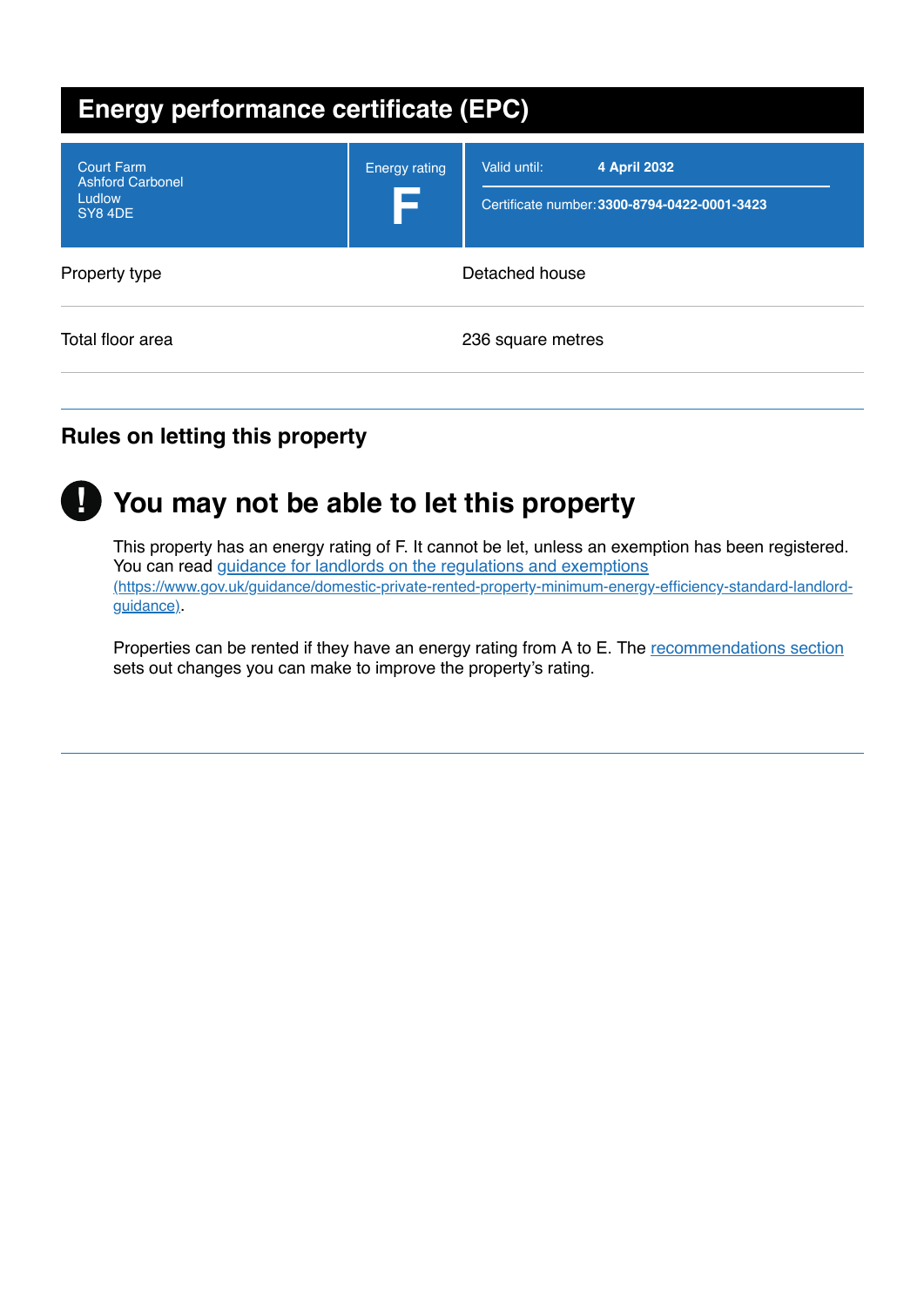# Energy performance certificate (EPC)

| Court Farm<br>Ashford Carbonel<br>Ludlow<br>SY8 4DE | Energy rating<br>**F** | Valid until: **4 April 2032**<br>Certificate number: **3300-8794-0422-0001-3423** |
| --- | --- | --- |

| | |
| --- | --- |
| Property type | Detached house |
| Total floor area | 236 square metres |

## Rules on letting this property

### You may not be able to let this property

This property has an energy rating of F. It cannot be let, unless an exemption has been registered. You can read [guidance for landlords on the regulations and exemptions](https://www.gov.uk/guidance/domestic-private-rented-property-minimum-energy-efficiency-standard-landlord-guidance) (https://www.gov.uk/guidance/domestic-private-rented-property-minimum-energy-efficiency-standard-landlord-guidance).

Properties can be rented if they have an energy rating from A to E. The recommendations section sets out changes you can make to improve the property's rating.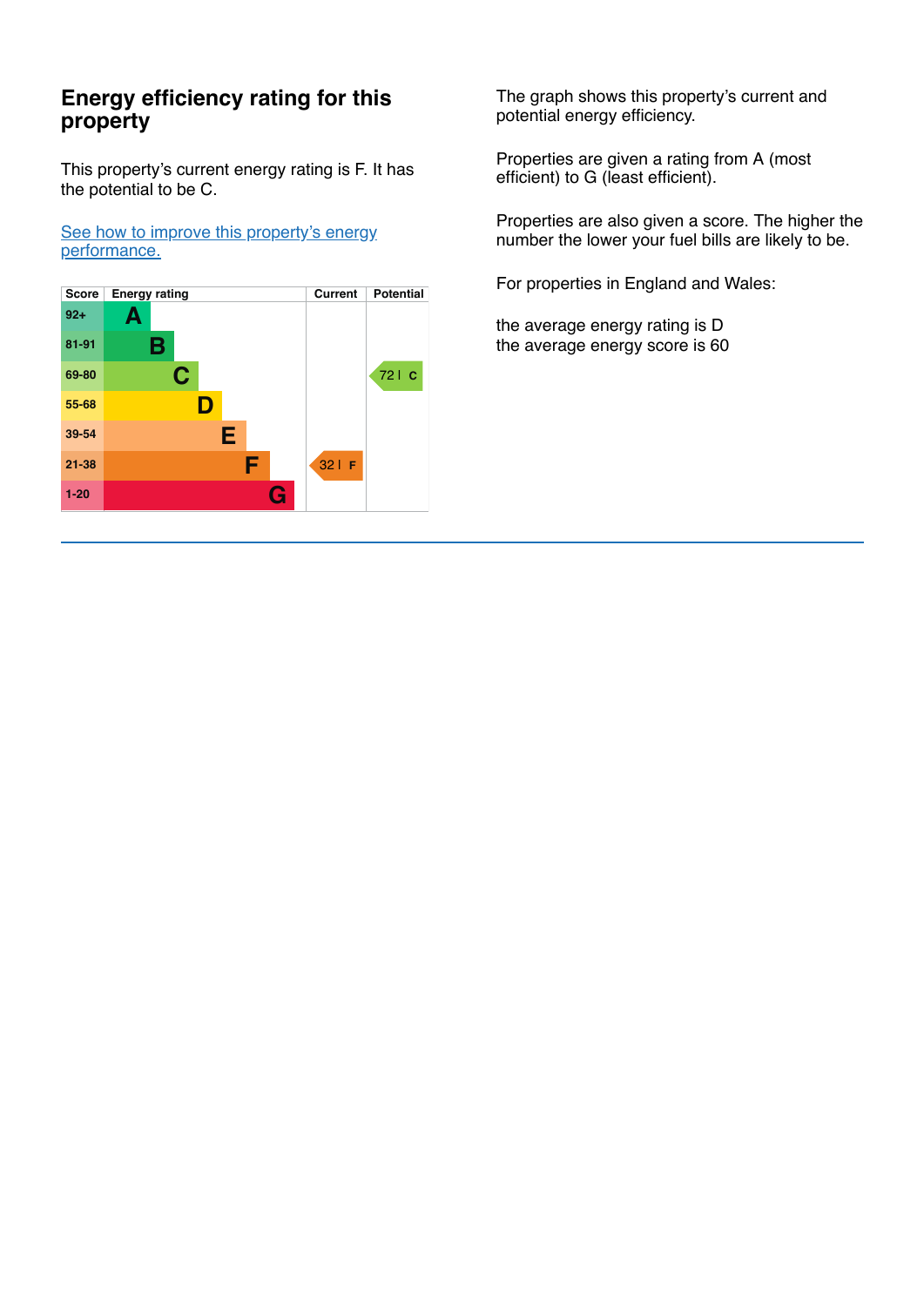## Energy efficiency rating for this property

This property's current energy rating is F. It has the potential to be C.

[See how to improve this property's energy performance.]

| Score | Energy rating | Current | Potential |
|---|---|---|---|
| 92+ | A | | |
| 81-91 | B | | |
| 69-80 | C | | 72 C |
| 55-68 | D | | |
| 39-54 | E | | |
| 21-38 | F | 32 F | |
| 1-20 | G | | |

The graph shows this property's current and potential energy efficiency.

Properties are given a rating from A (most efficient) to G (least efficient).

Properties are also given a score. The higher the number the lower your fuel bills are likely to be.

For properties in England and Wales:

the average energy rating is D
the average energy score is 60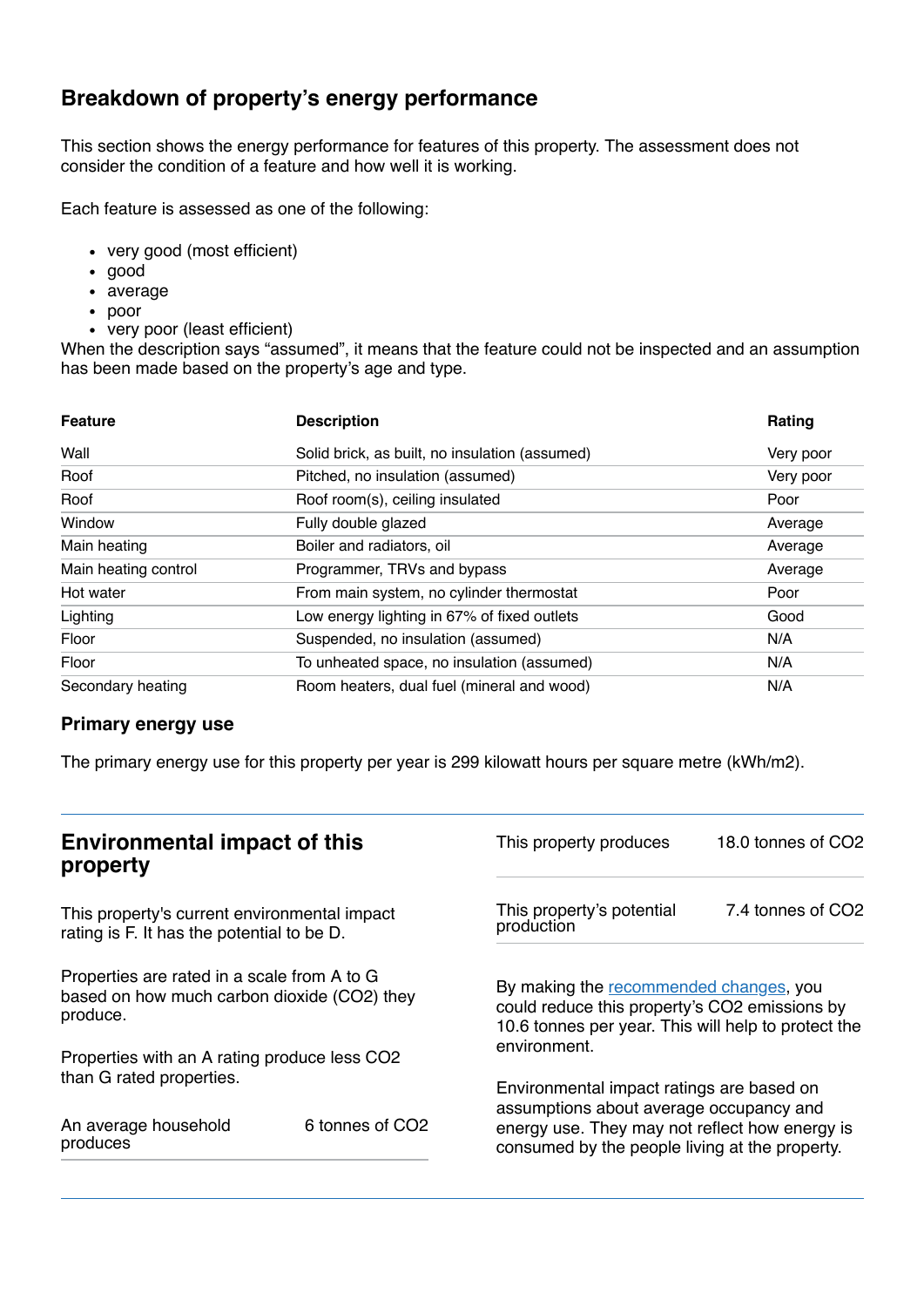## Breakdown of property's energy performance

This section shows the energy performance for features of this property. The assessment does not consider the condition of a feature and how well it is working.

Each feature is assessed as one of the following:

- very good (most efficient)
- good
- average
- poor
- very poor (least efficient)

When the description says "assumed", it means that the feature could not be inspected and an assumption has been made based on the property's age and type.

| Feature | Description | Rating |
|---|---|---|
| Wall | Solid brick, as built, no insulation (assumed) | Very poor |
| Roof | Pitched, no insulation (assumed) | Very poor |
| Roof | Roof room(s), ceiling insulated | Poor |
| Window | Fully double glazed | Average |
| Main heating | Boiler and radiators, oil | Average |
| Main heating control | Programmer, TRVs and bypass | Average |
| Hot water | From main system, no cylinder thermostat | Poor |
| Lighting | Low energy lighting in 67% of fixed outlets | Good |
| Floor | Suspended, no insulation (assumed) | N/A |
| Floor | To unheated space, no insulation (assumed) | N/A |
| Secondary heating | Room heaters, dual fuel (mineral and wood) | N/A |

### Primary energy use

The primary energy use for this property per year is 299 kilowatt hours per square metre (kWh/m2).

## Environmental impact of this property

This property's current environmental impact rating is F. It has the potential to be D.

Properties are rated in a scale from A to G based on how much carbon dioxide ($CO_2$) they produce.

Properties with an A rating produce less $CO_2$ than G rated properties.

| | |
|---|---|
| An average household produces | 6 tonnes of $CO_2$ |
| This property produces | 18.0 tonnes of $CO_2$ |
| This property's potential production | 7.4 tonnes of $CO_2$ |

By making the recommended changes, you could reduce this property's $CO_2$ emissions by 10.6 tonnes per year. This will help to protect the environment.

Environmental impact ratings are based on assumptions about average occupancy and energy use. They may not reflect how energy is consumed by the people living at the property.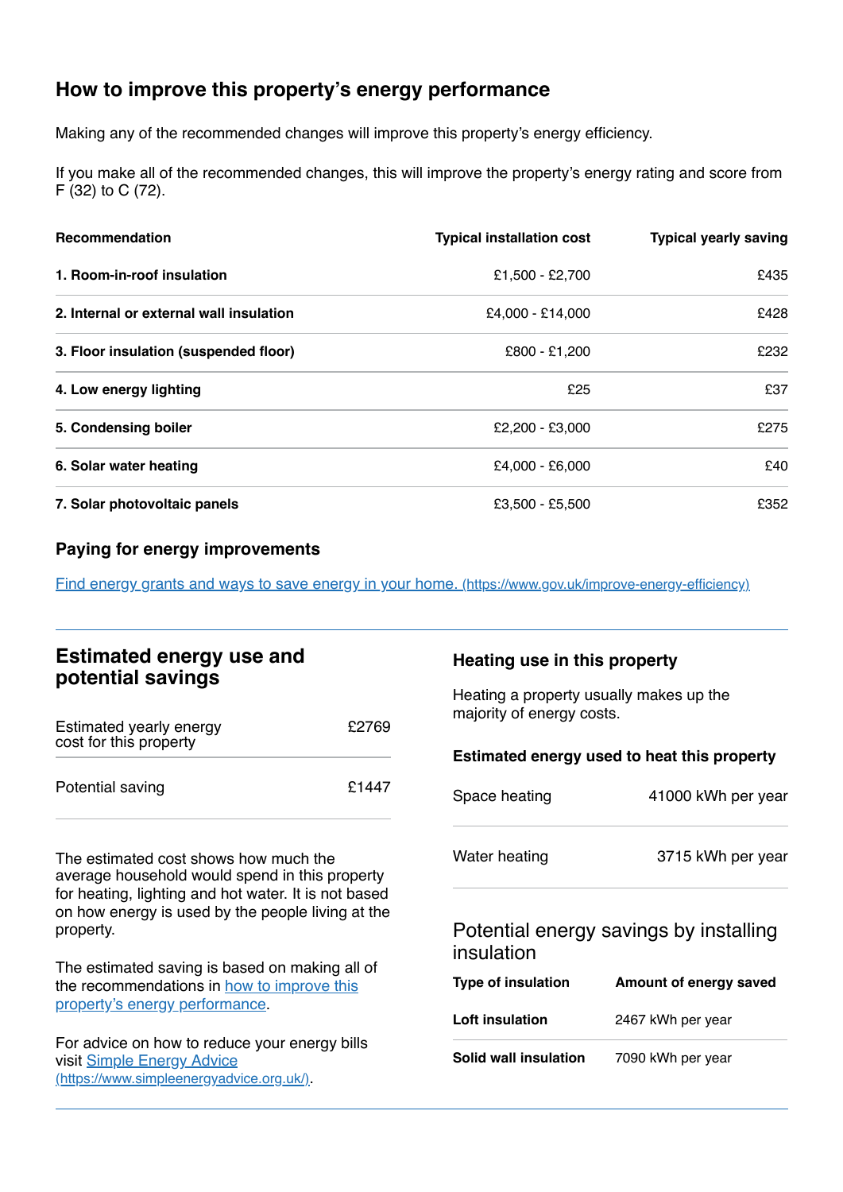## How to improve this property's energy performance

Making any of the recommended changes will improve this property's energy efficiency.

If you make all of the recommended changes, this will improve the property's energy rating and score from F (32) to C (72).

| Recommendation | Typical installation cost | Typical yearly saving |
|---|---|---|
| **1. Room-in-roof insulation** | £1,500 - £2,700 | £435 |
| **2. Internal or external wall insulation** | £4,000 - £14,000 | £428 |
| **3. Floor insulation (suspended floor)** | £800 - £1,200 | £232 |
| **4. Low energy lighting** | £25 | £37 |
| **5. Condensing boiler** | £2,200 - £3,000 | £275 |
| **6. Solar water heating** | £4,000 - £6,000 | £40 |
| **7. Solar photovoltaic panels** | £3,500 - £5,500 | £352 |

### Paying for energy improvements

[Find energy grants and ways to save energy in your home. (https://www.gov.uk/improve-energy-efficiency)](https://www.gov.uk/improve-energy-efficiency)

## Estimated energy use and potential savings

| | |
|---|---|
| Estimated yearly energy cost for this property | £2769 |
| Potential saving | £1447 |

The estimated cost shows how much the average household would spend in this property for heating, lighting and hot water. It is not based on how energy is used by the people living at the property.

The estimated saving is based on making all of the recommendations in [how to improve this property's energy performance](#).

For advice on how to reduce your energy bills visit [Simple Energy Advice (https://www.simpleenergyadvice.org.uk/)](https://www.simpleenergyadvice.org.uk/).

### Heating use in this property

Heating a property usually makes up the majority of energy costs.

#### Estimated energy used to heat this property

| | |
|---|---|
| Space heating | 41000 kWh per year |
| Water heating | 3715 kWh per year |

### Potential energy savings by installing insulation

| Type of insulation | Amount of energy saved |
|---|---|
| **Loft insulation** | 2467 kWh per year |
| **Solid wall insulation** | 7090 kWh per year |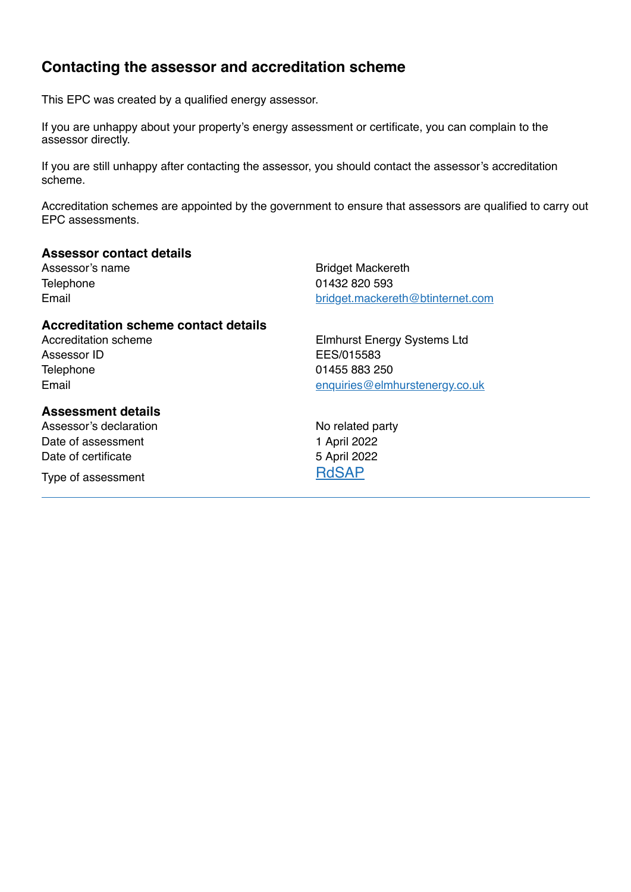## Contacting the assessor and accreditation scheme

This EPC was created by a qualified energy assessor.

If you are unhappy about your property's energy assessment or certificate, you can complain to the assessor directly.

If you are still unhappy after contacting the assessor, you should contact the assessor's accreditation scheme.

Accreditation schemes are appointed by the government to ensure that assessors are qualified to carry out EPC assessments.

### Assessor contact details

| | |
|---|---|
| Assessor's name | Bridget Mackereth |
| Telephone | 01432 820 593 |
| Email | bridget.mackereth@btinternet.com |

### Accreditation scheme contact details

| | |
|---|---|
| Accreditation scheme | Elmhurst Energy Systems Ltd |
| Assessor ID | EES/015583 |
| Telephone | 01455 883 250 |
| Email | enquiries@elmhurstenergy.co.uk |

### Assessment details

| | |
|---|---|
| Assessor's declaration | No related party |
| Date of assessment | 1 April 2022 |
| Date of certificate | 5 April 2022 |
| Type of assessment | RdSAP |